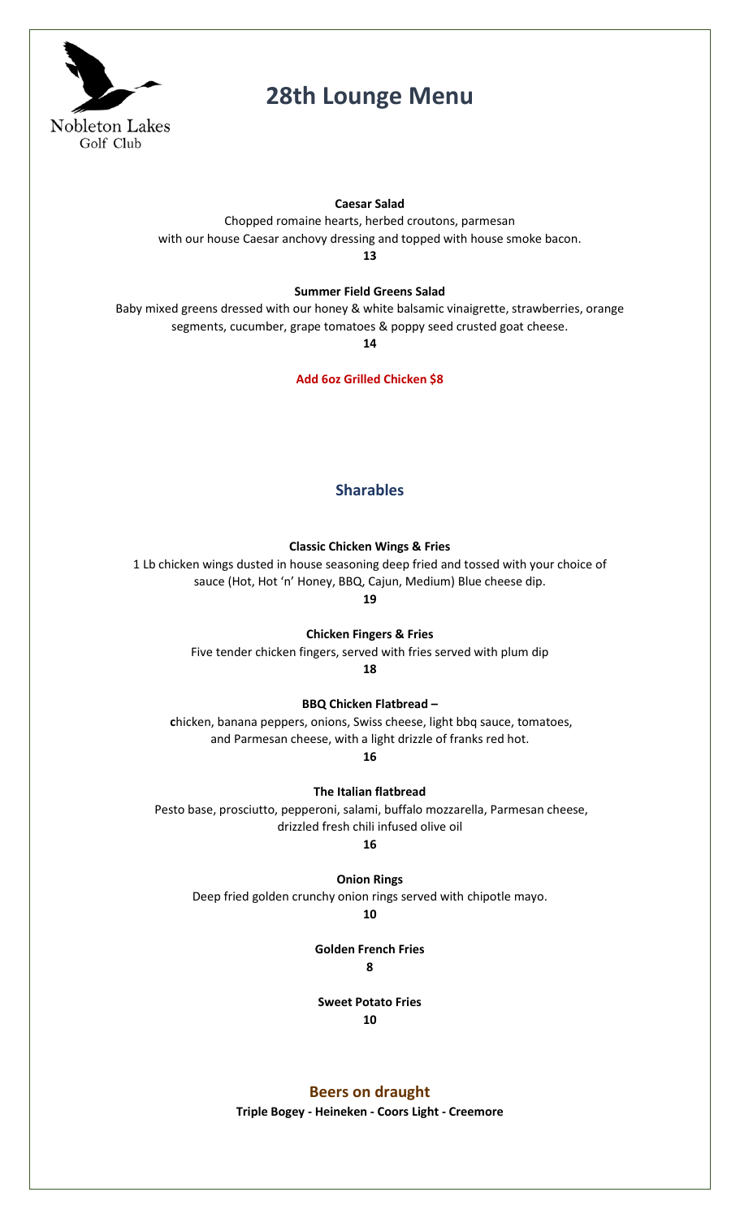Nobleton Lakes
Golf Club

# 28th Lounge Menu

**Caesar Salad**

Chopped romaine hearts, herbed croutons, parmesan
with our house Caesar anchovy dressing and topped with house smoke bacon.

**13**

**Summer Field Greens Salad**

Baby mixed greens dressed with our honey & white balsamic vinaigrette, strawberries, orange segments, cucumber, grape tomatoes & poppy seed crusted goat cheese.

**14**

**Add 6oz Grilled Chicken $8**

## Sharables

**Classic Chicken Wings & Fries**

1 Lb chicken wings dusted in house seasoning deep fried and tossed with your choice of sauce (Hot, Hot 'n' Honey, BBQ, Cajun, Medium) Blue cheese dip.

**19**

**Chicken Fingers & Fries**

Five tender chicken fingers, served with fries served with plum dip

**18**

**BBQ Chicken Flatbread –**

**c**hicken, banana peppers, onions, Swiss cheese, light bbq sauce, tomatoes, and Parmesan cheese, with a light drizzle of franks red hot.

**16**

**The Italian flatbread**

Pesto base, prosciutto, pepperoni, salami, buffalo mozzarella, Parmesan cheese, drizzled fresh chili infused olive oil

**16**

**Onion Rings**

Deep fried golden crunchy onion rings served with chipotle mayo.

**10**

**Golden French Fries**

**8**

**Sweet Potato Fries**

**10**

## Beers on draught

**Triple Bogey - Heineken - Coors Light - Creemore**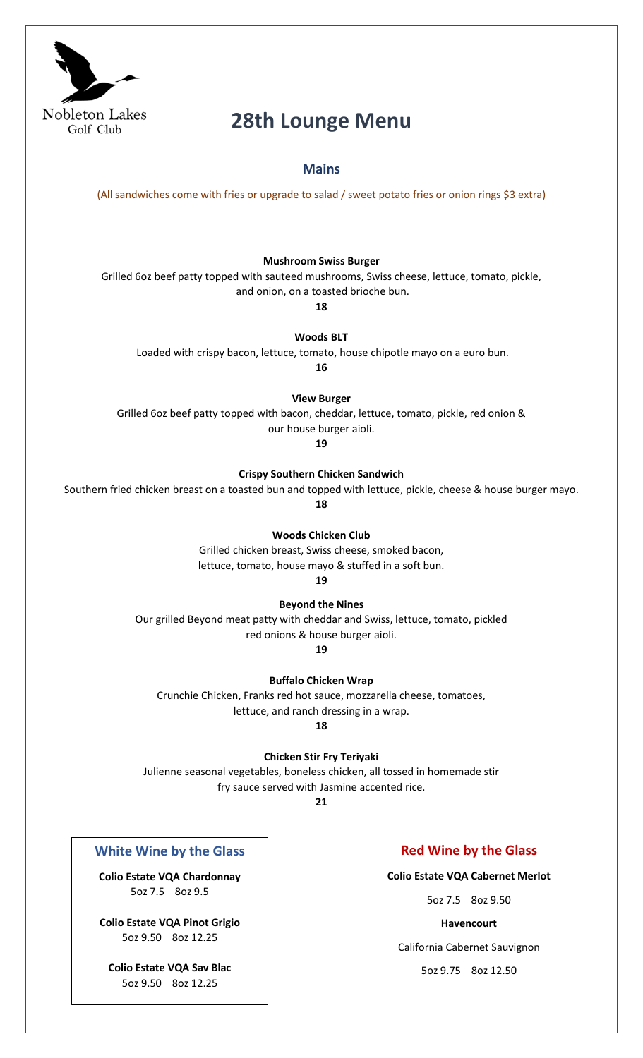Nobleton Lakes
Golf Club

# 28th Lounge Menu

## Mains

(All sandwiches come with fries or upgrade to salad / sweet potato fries or onion rings $3 extra)

**Mushroom Swiss Burger**
Grilled 6oz beef patty topped with sauteed mushrooms, Swiss cheese, lettuce, tomato, pickle, and onion, on a toasted brioche bun.
**18**

**Woods BLT**
Loaded with crispy bacon, lettuce, tomato, house chipotle mayo on a euro bun.
**16**

**View Burger**
Grilled 6oz beef patty topped with bacon, cheddar, lettuce, tomato, pickle, red onion & our house burger aioli.
**19**

**Crispy Southern Chicken Sandwich**
Southern fried chicken breast on a toasted bun and topped with lettuce, pickle, cheese & house burger mayo.
**18**

**Woods Chicken Club**
Grilled chicken breast, Swiss cheese, smoked bacon, lettuce, tomato, house mayo & stuffed in a soft bun.
**19**

**Beyond the Nines**
Our grilled Beyond meat patty with cheddar and Swiss, lettuce, tomato, pickled red onions & house burger aioli.
**19**

**Buffalo Chicken Wrap**
Crunchie Chicken, Franks red hot sauce, mozzarella cheese, tomatoes, lettuce, and ranch dressing in a wrap.
**18**

**Chicken Stir Fry Teriyaki**
Julienne seasonal vegetables, boneless chicken, all tossed in homemade stir fry sauce served with Jasmine accented rice.
**21**

## White Wine by the Glass

**Colio Estate VQA Chardonnay**
5oz 7.5 8oz 9.5

**Colio Estate VQA Pinot Grigio**
5oz 9.50 8oz 12.25

**Colio Estate VQA Sav Blac**
5oz 9.50 8oz 12.25

## Red Wine by the Glass

**Colio Estate VQA Cabernet Merlot**
5oz 7.5 8oz 9.50

**Havencourt**
California Cabernet Sauvignon
5oz 9.75 8oz 12.50